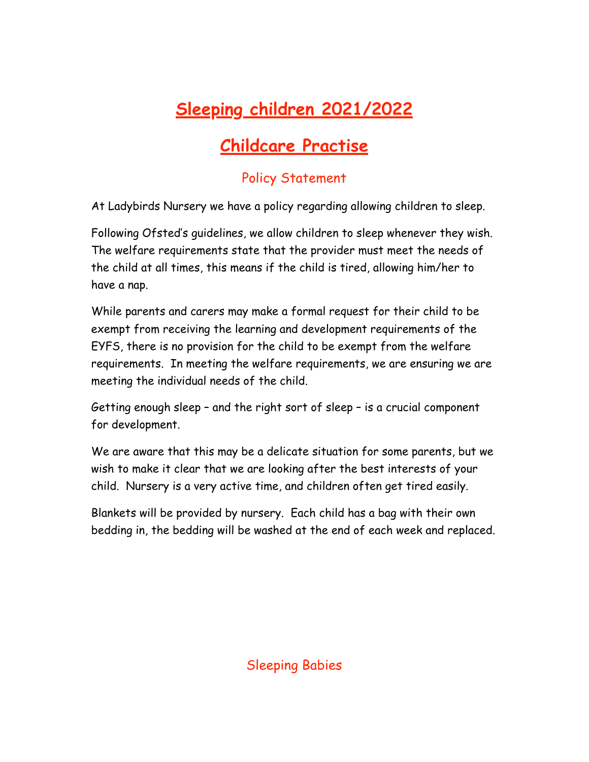# Sleeping children 2021/2022

# Childcare Practise

## Policy Statement

At Ladybirds Nursery we have a policy regarding allowing children to sleep.

Following Ofsted's guidelines, we allow children to sleep whenever they wish. The welfare requirements state that the provider must meet the needs of the child at all times, this means if the child is tired, allowing him/her to have a nap.

While parents and carers may make a formal request for their child to be exempt from receiving the learning and development requirements of the EYFS, there is no provision for the child to be exempt from the welfare requirements. In meeting the welfare requirements, we are ensuring we are meeting the individual needs of the child.

Getting enough sleep – and the right sort of sleep – is a crucial component for development.

We are aware that this may be a delicate situation for some parents, but we wish to make it clear that we are looking after the best interests of your child. Nursery is a very active time, and children often get tired easily.

Blankets will be provided by nursery. Each child has a bag with their own bedding in, the bedding will be washed at the end of each week and replaced.

## Sleeping Babies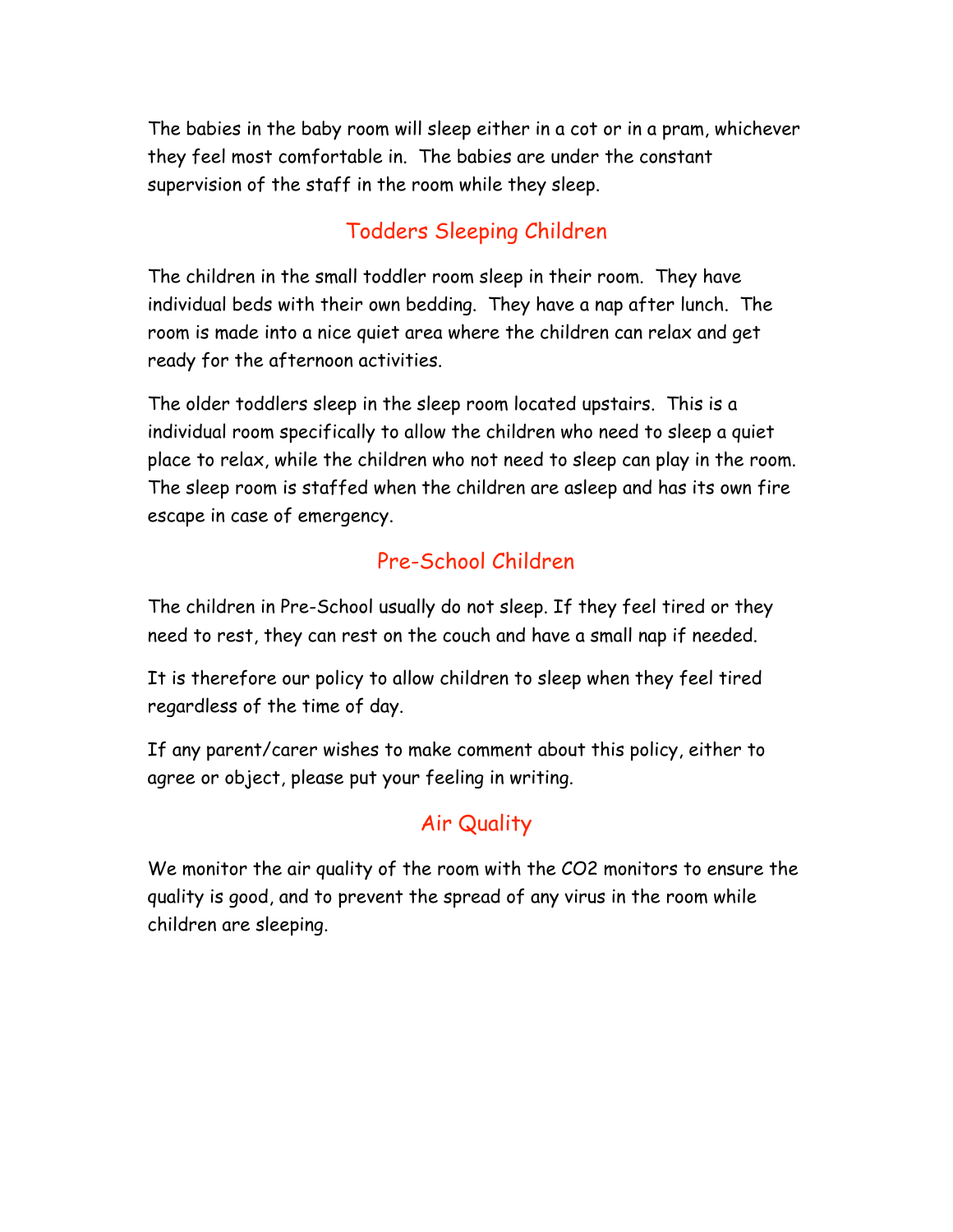The babies in the baby room will sleep either in a cot or in a pram, whichever they feel most comfortable in. The babies are under the constant supervision of the staff in the room while they sleep.

## Todders Sleeping Children

The children in the small toddler room sleep in their room. They have individual beds with their own bedding. They have a nap after lunch. The room is made into a nice quiet area where the children can relax and get ready for the afternoon activities.

The older toddlers sleep in the sleep room located upstairs. This is a individual room specifically to allow the children who need to sleep a quiet place to relax, while the children who not need to sleep can play in the room. The sleep room is staffed when the children are asleep and has its own fire escape in case of emergency.

## Pre-School Children

The children in Pre-School usually do not sleep. If they feel tired or they need to rest, they can rest on the couch and have a small nap if needed.

It is therefore our policy to allow children to sleep when they feel tired regardless of the time of day.

If any parent/carer wishes to make comment about this policy, either to agree or object, please put your feeling in writing.

## Air Quality

We monitor the air quality of the room with the $CO_2$ monitors to ensure the quality is good, and to prevent the spread of any virus in the room while children are sleeping.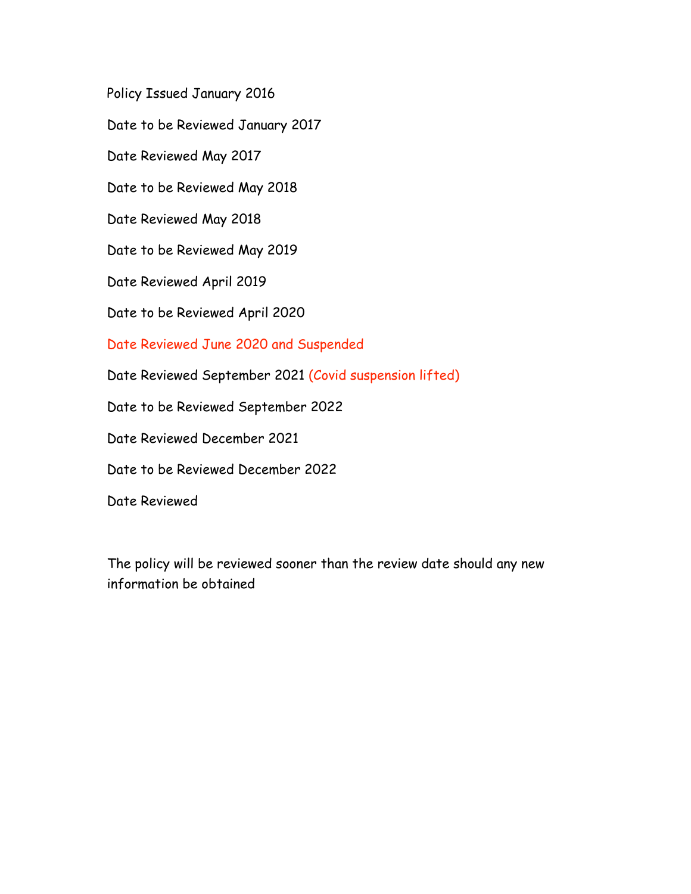Policy Issued January 2016

Date to be Reviewed January 2017

Date Reviewed May 2017

Date to be Reviewed May 2018

Date Reviewed May 2018

Date to be Reviewed May 2019

Date Reviewed April 2019

Date to be Reviewed April 2020

Date Reviewed June 2020 and Suspended

Date Reviewed September 2021 (Covid suspension lifted)

Date to be Reviewed September 2022

Date Reviewed December 2021

Date to be Reviewed December 2022

Date Reviewed

The policy will be reviewed sooner than the review date should any new information be obtained